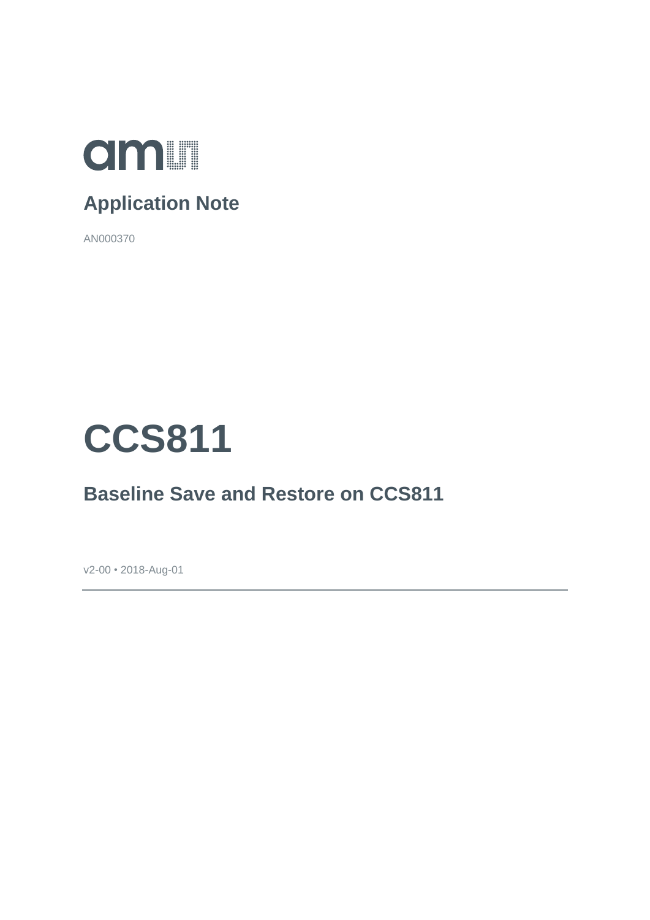# Application Note

AN000370

# CCS811

## Baseline Save and Restore on CCS811

v2-00 • 2018-Aug-01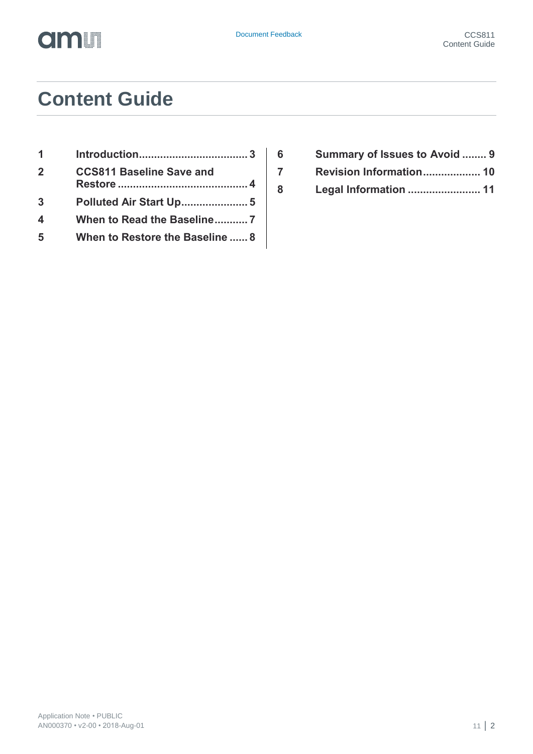# Content Guide

| | | |
|---|---|---|
| 1 | Introduction | 3 |
| 2 | CCS811 Baseline Save and Restore | 4 |
| 3 | Polluted Air Start Up | 5 |
| 4 | When to Read the Baseline | 7 |
| 5 | When to Restore the Baseline | 8 |
| 6 | Summary of Issues to Avoid | 9 |
| 7 | Revision Information | 10 |
| 8 | Legal Information | 11 |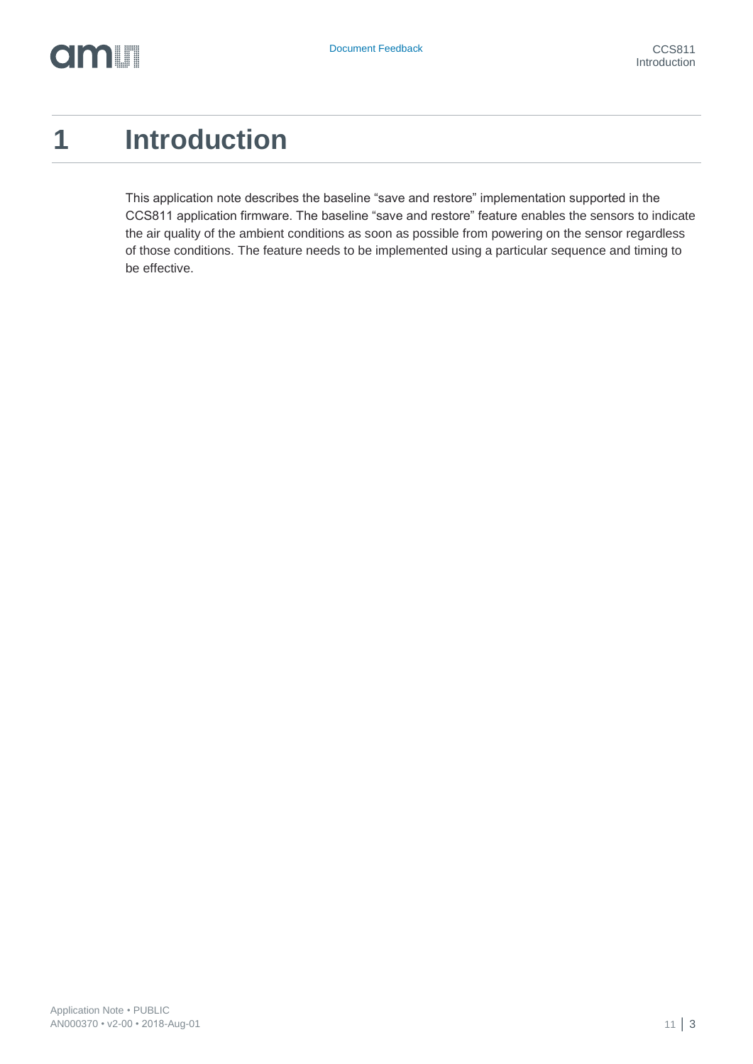# 1 Introduction

This application note describes the baseline “save and restore” implementation supported in the CCS811 application firmware. The baseline “save and restore” feature enables the sensors to indicate the air quality of the ambient conditions as soon as possible from powering on the sensor regardless of those conditions. The feature needs to be implemented using a particular sequence and timing to be effective.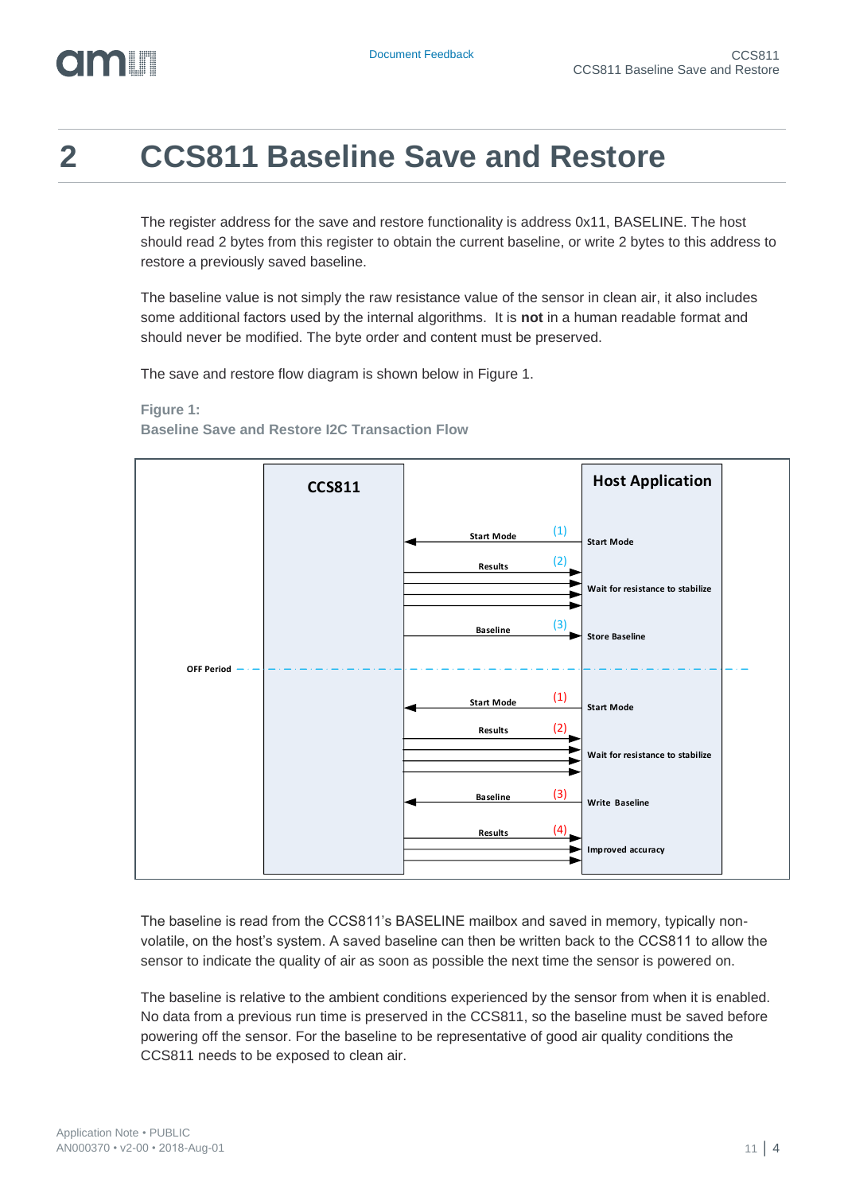# 2 CCS811 Baseline Save and Restore

The register address for the save and restore functionality is address 0x11, BASELINE. The host should read 2 bytes from this register to obtain the current baseline, or write 2 bytes to this address to restore a previously saved baseline.

The baseline value is not simply the raw resistance value of the sensor in clean air, it also includes some additional factors used by the internal algorithms. It is **not** in a human readable format and should never be modified. The byte order and content must be preserved.

The save and restore flow diagram is shown below in Figure 1.

**Figure 1:**
**Baseline Save and Restore I2C Transaction Flow**

The baseline is read from the CCS811's BASELINE mailbox and saved in memory, typically non-volatile, on the host's system. A saved baseline can then be written back to the CCS811 to allow the sensor to indicate the quality of air as soon as possible the next time the sensor is powered on.

The baseline is relative to the ambient conditions experienced by the sensor from when it is enabled. No data from a previous run time is preserved in the CCS811, so the baseline must be saved before powering off the sensor. For the baseline to be representative of good air quality conditions the CCS811 needs to be exposed to clean air.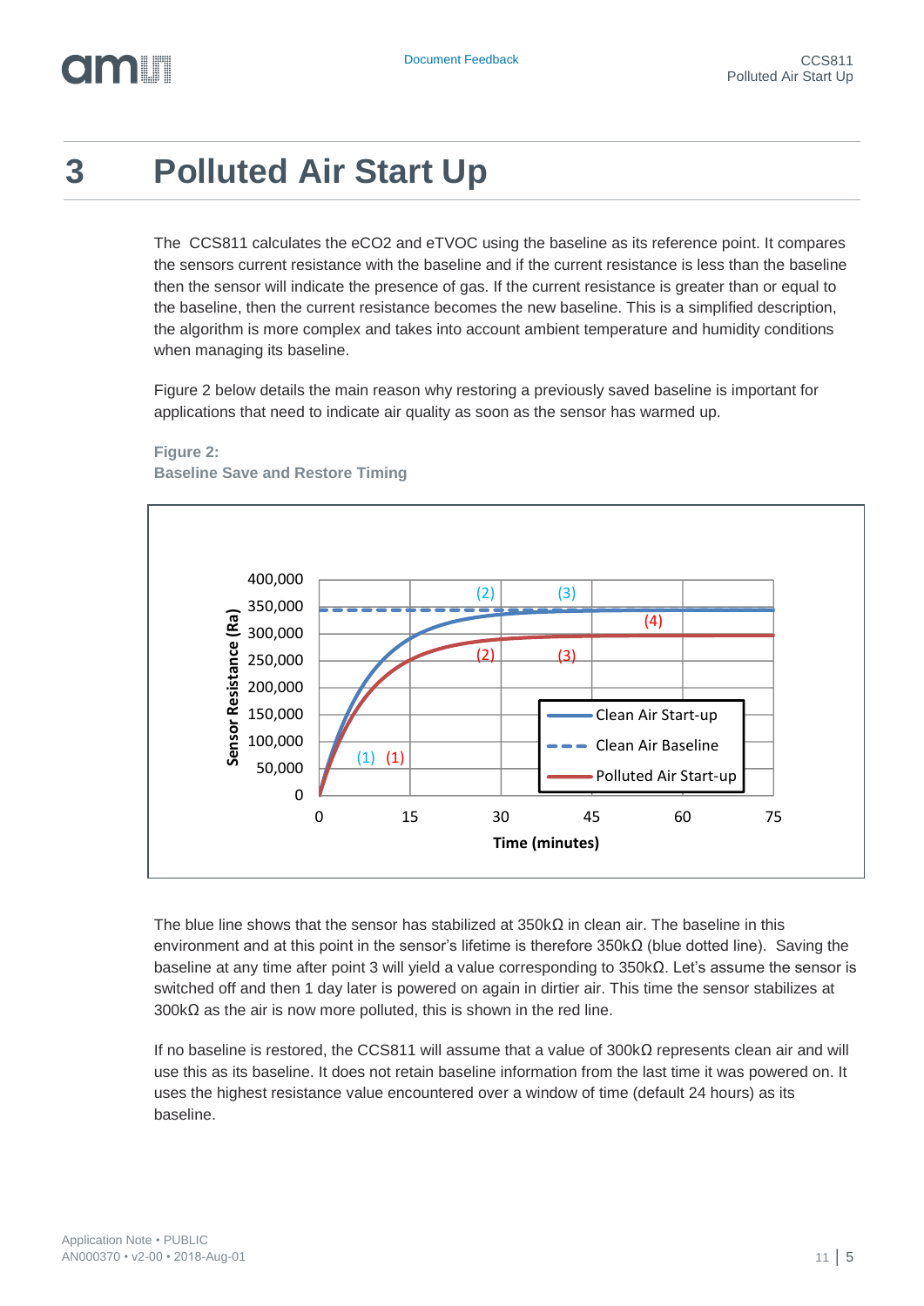# 3 Polluted Air Start Up

The CCS811 calculates the eCO2 and eTVOC using the baseline as its reference point. It compares the sensors current resistance with the baseline and if the current resistance is less than the baseline then the sensor will indicate the presence of gas. If the current resistance is greater than or equal to the baseline, then the current resistance becomes the new baseline. This is a simplified description, the algorithm is more complex and takes into account ambient temperature and humidity conditions when managing its baseline.

Figure 2 below details the main reason why restoring a previously saved baseline is important for applications that need to indicate air quality as soon as the sensor has warmed up.

**Figure 2:**
**Baseline Save and Restore Timing**

The blue line shows that the sensor has stabilized at 350kΩ in clean air. The baseline in this environment and at this point in the sensor's lifetime is therefore 350kΩ (blue dotted line). Saving the baseline at any time after point 3 will yield a value corresponding to 350kΩ. Let's assume the sensor is switched off and then 1 day later is powered on again in dirtier air. This time the sensor stabilizes at 300kΩ as the air is now more polluted, this is shown in the red line.

If no baseline is restored, the CCS811 will assume that a value of 300kΩ represents clean air and will use this as its baseline. It does not retain baseline information from the last time it was powered on. It uses the highest resistance value encountered over a window of time (default 24 hours) as its baseline.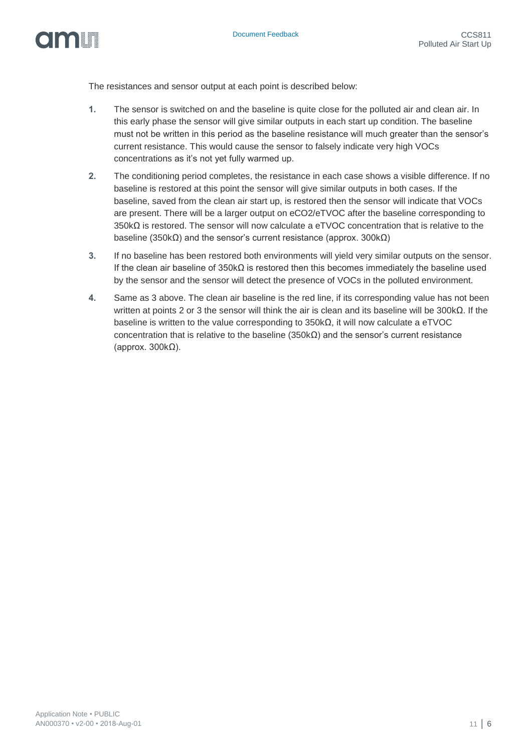The resistances and sensor output at each point is described below:

1. The sensor is switched on and the baseline is quite close for the polluted air and clean air. In this early phase the sensor will give similar outputs in each start up condition. The baseline must not be written in this period as the baseline resistance will much greater than the sensor's current resistance. This would cause the sensor to falsely indicate very high VOCs concentrations as it's not yet fully warmed up.
2. The conditioning period completes, the resistance in each case shows a visible difference. If no baseline is restored at this point the sensor will give similar outputs in both cases. If the baseline, saved from the clean air start up, is restored then the sensor will indicate that VOCs are present. There will be a larger output on eCO2/eTVOC after the baseline corresponding to 350kΩ is restored. The sensor will now calculate a eTVOC concentration that is relative to the baseline (350kΩ) and the sensor's current resistance (approx. 300kΩ)
3. If no baseline has been restored both environments will yield very similar outputs on the sensor. If the clean air baseline of 350kΩ is restored then this becomes immediately the baseline used by the sensor and the sensor will detect the presence of VOCs in the polluted environment.
4. Same as 3 above. The clean air baseline is the red line, if its corresponding value has not been written at points 2 or 3 the sensor will think the air is clean and its baseline will be 300kΩ. If the baseline is written to the value corresponding to 350kΩ, it will now calculate a eTVOC concentration that is relative to the baseline (350kΩ) and the sensor's current resistance (approx. 300kΩ).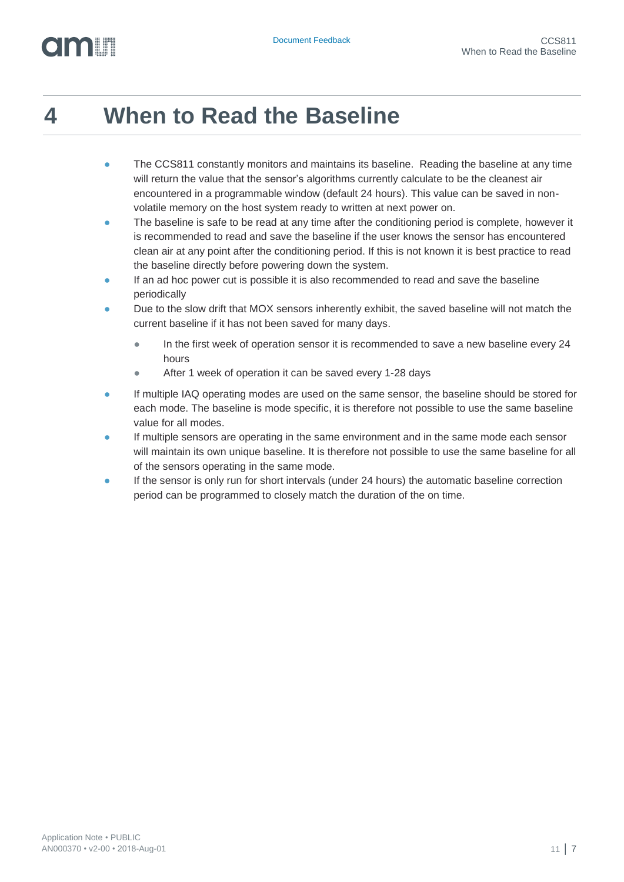# 4 When to Read the Baseline

- The CCS811 constantly monitors and maintains its baseline. Reading the baseline at any time will return the value that the sensor's algorithms currently calculate to be the cleanest air encountered in a programmable window (default 24 hours). This value can be saved in non-volatile memory on the host system ready to written at next power on.
- The baseline is safe to be read at any time after the conditioning period is complete, however it is recommended to read and save the baseline if the user knows the sensor has encountered clean air at any point after the conditioning period. If this is not known it is best practice to read the baseline directly before powering down the system.
- If an ad hoc power cut is possible it is also recommended to read and save the baseline periodically
- Due to the slow drift that MOX sensors inherently exhibit, the saved baseline will not match the current baseline if it has not been saved for many days.
  - In the first week of operation sensor it is recommended to save a new baseline every 24 hours
  - After 1 week of operation it can be saved every 1-28 days
- If multiple IAQ operating modes are used on the same sensor, the baseline should be stored for each mode. The baseline is mode specific, it is therefore not possible to use the same baseline value for all modes.
- If multiple sensors are operating in the same environment and in the same mode each sensor will maintain its own unique baseline. It is therefore not possible to use the same baseline for all of the sensors operating in the same mode.
- If the sensor is only run for short intervals (under 24 hours) the automatic baseline correction period can be programmed to closely match the duration of the on time.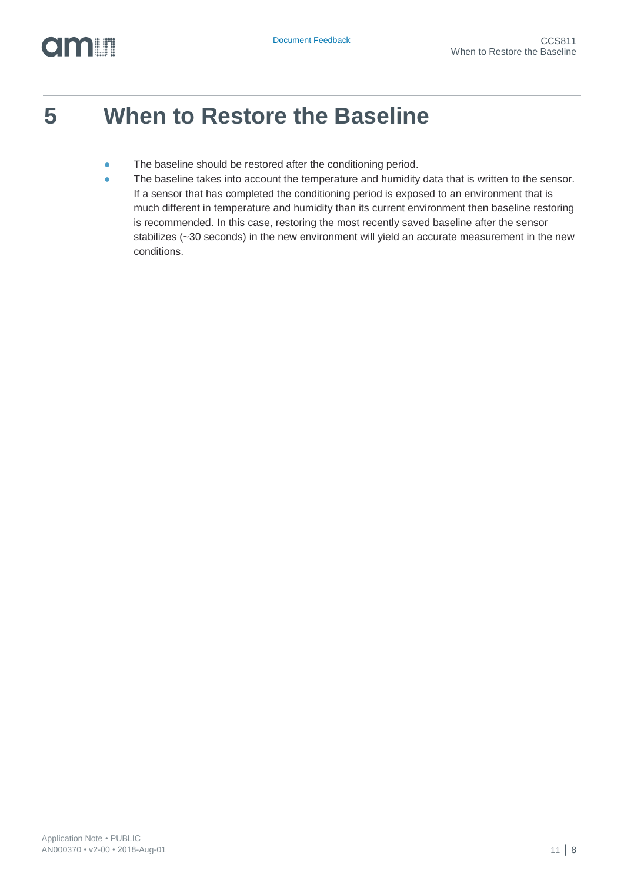# 5 When to Restore the Baseline

- The baseline should be restored after the conditioning period.
- The baseline takes into account the temperature and humidity data that is written to the sensor. If a sensor that has completed the conditioning period is exposed to an environment that is much different in temperature and humidity than its current environment then baseline restoring is recommended. In this case, restoring the most recently saved baseline after the sensor stabilizes (~30 seconds) in the new environment will yield an accurate measurement in the new conditions.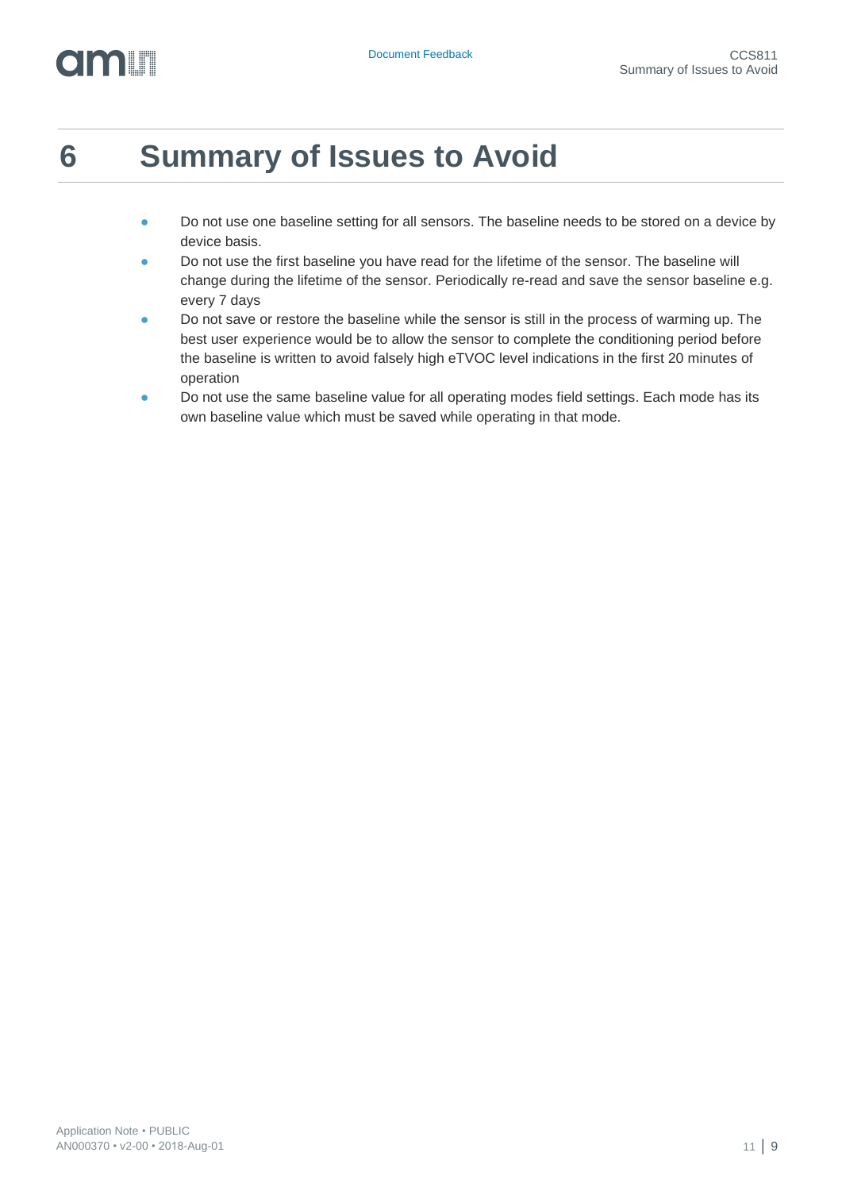# 6 Summary of Issues to Avoid

- Do not use one baseline setting for all sensors. The baseline needs to be stored on a device by device basis.
- Do not use the first baseline you have read for the lifetime of the sensor. The baseline will change during the lifetime of the sensor. Periodically re-read and save the sensor baseline e.g. every 7 days
- Do not save or restore the baseline while the sensor is still in the process of warming up. The best user experience would be to allow the sensor to complete the conditioning period before the baseline is written to avoid falsely high eTVOC level indications in the first 20 minutes of operation
- Do not use the same baseline value for all operating modes field settings. Each mode has its own baseline value which must be saved while operating in that mode.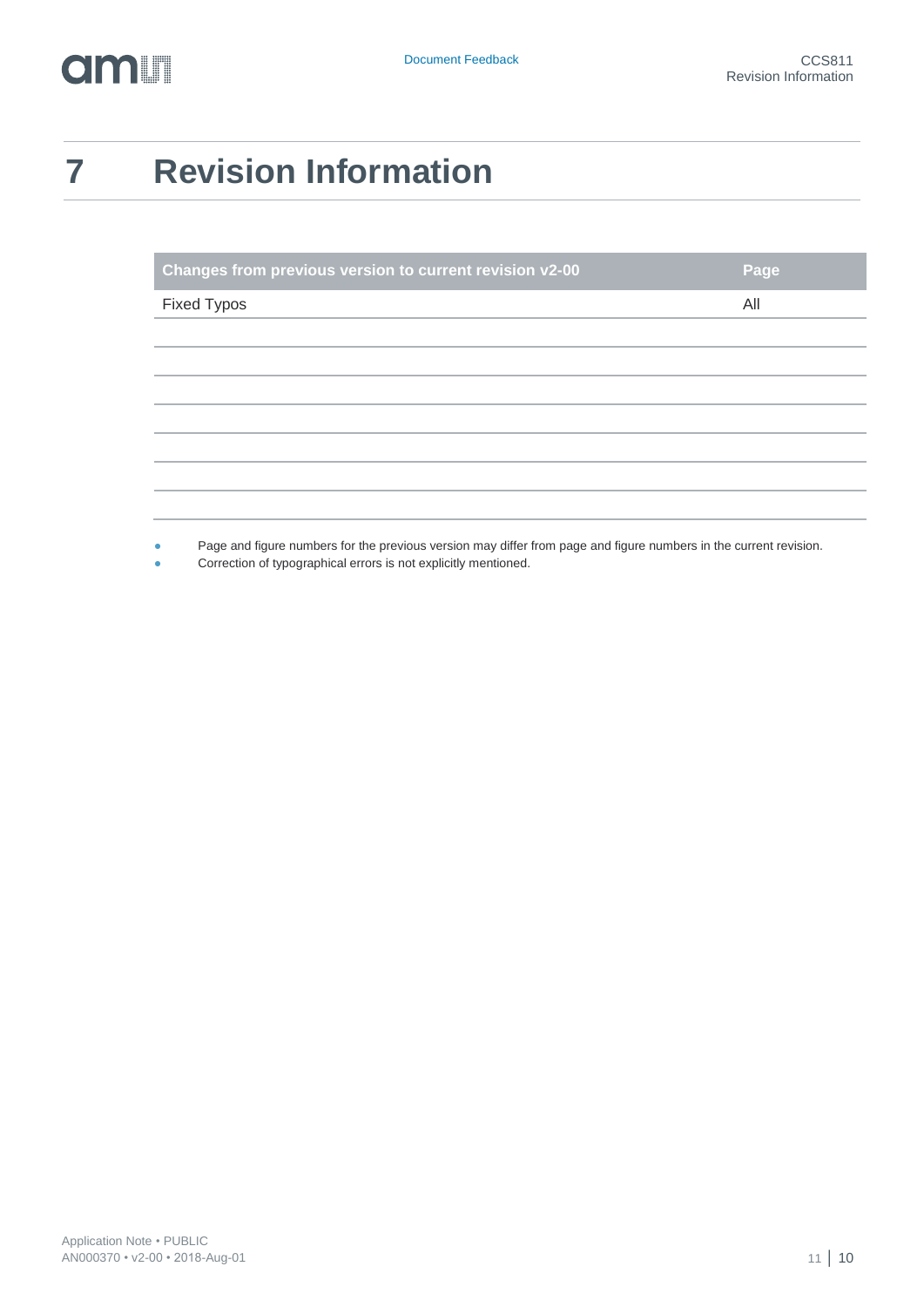# 7 Revision Information

| Changes from previous version to current revision v2-00 | Page |
|---|---|
| Fixed Typos | All |
| | |
| | |
| | |
| | |
| | |
| | |
| | |

- Page and figure numbers for the previous version may differ from page and figure numbers in the current revision.
- Correction of typographical errors is not explicitly mentioned.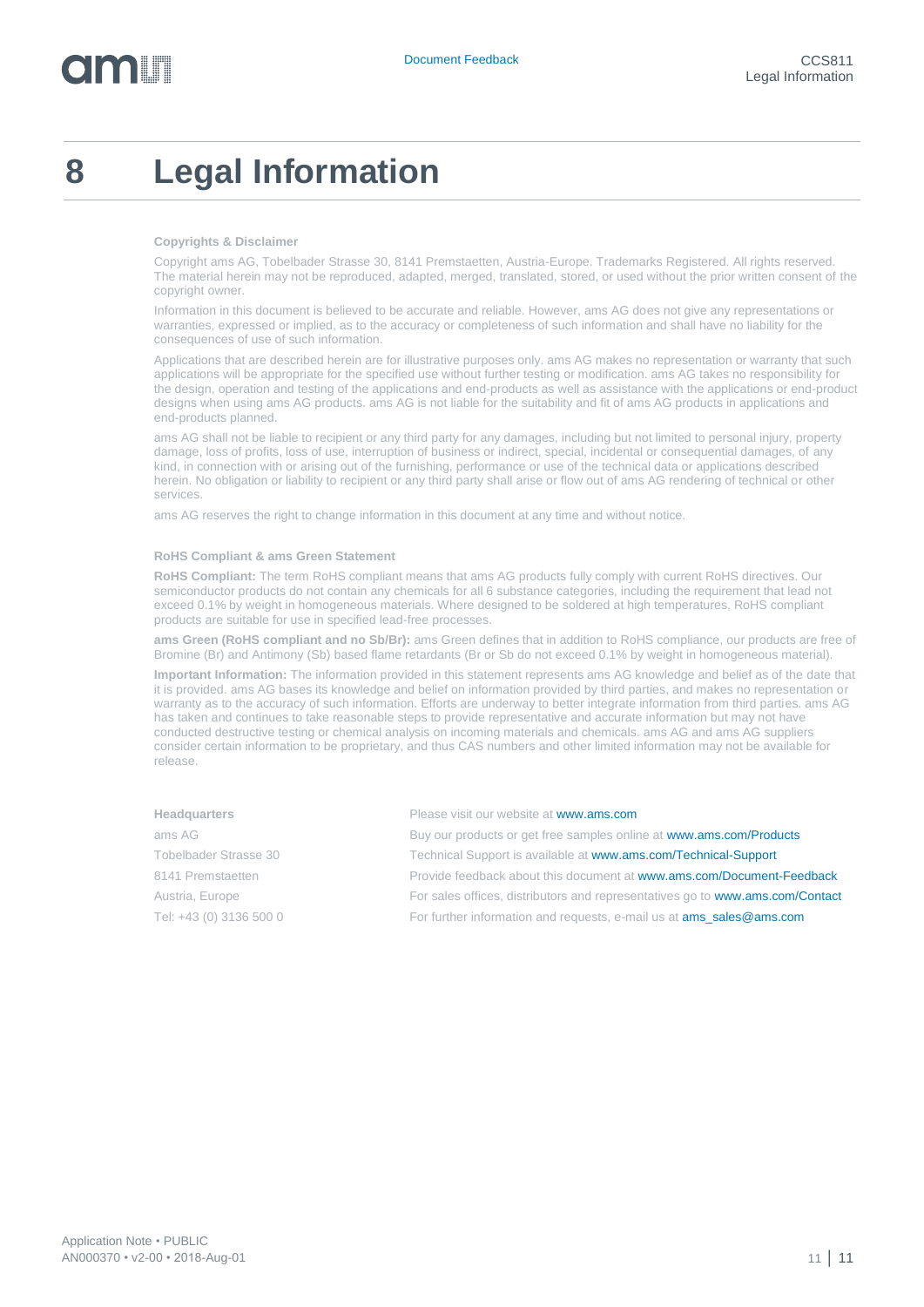# 8 Legal Information

**Copyrights & Disclaimer**

Copyright ams AG, Tobelbader Strasse 30, 8141 Premstaetten, Austria-Europe. Trademarks Registered. All rights reserved. The material herein may not be reproduced, adapted, merged, translated, stored, or used without the prior written consent of the copyright owner.

Information in this document is believed to be accurate and reliable. However, ams AG does not give any representations or warranties, expressed or implied, as to the accuracy or completeness of such information and shall have no liability for the consequences of use of such information.

Applications that are described herein are for illustrative purposes only. ams AG makes no representation or warranty that such applications will be appropriate for the specified use without further testing or modification. ams AG takes no responsibility for the design, operation and testing of the applications and end-products as well as assistance with the applications or end-product designs when using ams AG products. ams AG is not liable for the suitability and fit of ams AG products in applications and end-products planned.

ams AG shall not be liable to recipient or any third party for any damages, including but not limited to personal injury, property damage, loss of profits, loss of use, interruption of business or indirect, special, incidental or consequential damages, of any kind, in connection with or arising out of the furnishing, performance or use of the technical data or applications described herein. No obligation or liability to recipient or any third party shall arise or flow out of ams AG rendering of technical or other services.

ams AG reserves the right to change information in this document at any time and without notice.

**RoHS Compliant & ams Green Statement**

**RoHS Compliant:** The term RoHS compliant means that ams AG products fully comply with current RoHS directives. Our semiconductor products do not contain any chemicals for all 6 substance categories, including the requirement that lead not exceed 0.1% by weight in homogeneous materials. Where designed to be soldered at high temperatures, RoHS compliant products are suitable for use in specified lead-free processes.

**ams Green (RoHS compliant and no Sb/Br):** ams Green defines that in addition to RoHS compliance, our products are free of Bromine (Br) and Antimony (Sb) based flame retardants (Br or Sb do not exceed 0.1% by weight in homogeneous material).

**Important Information:** The information provided in this statement represents ams AG knowledge and belief as of the date that it is provided. ams AG bases its knowledge and belief on information provided by third parties, and makes no representation or warranty as to the accuracy of such information. Efforts are underway to better integrate information from third parties. ams AG has taken and continues to take reasonable steps to provide representative and accurate information but may not have conducted destructive testing or chemical analysis on incoming materials and chemicals. ams AG and ams AG suppliers consider certain information to be proprietary, and thus CAS numbers and other limited information may not be available for release.

| | |
|---|---|
| **Headquarters** | Please visit our website at www.ams.com |
| ams AG | Buy our products or get free samples online at www.ams.com/Products |
| Tobelbader Strasse 30 | Technical Support is available at www.ams.com/Technical-Support |
| 8141 Premstaetten | Provide feedback about this document at www.ams.com/Document-Feedback |
| Austria, Europe | For sales offices, distributors and representatives go to www.ams.com/Contact |
| Tel: +43 (0) 3136 500 0 | For further information and requests, e-mail us at ams_sales@ams.com |